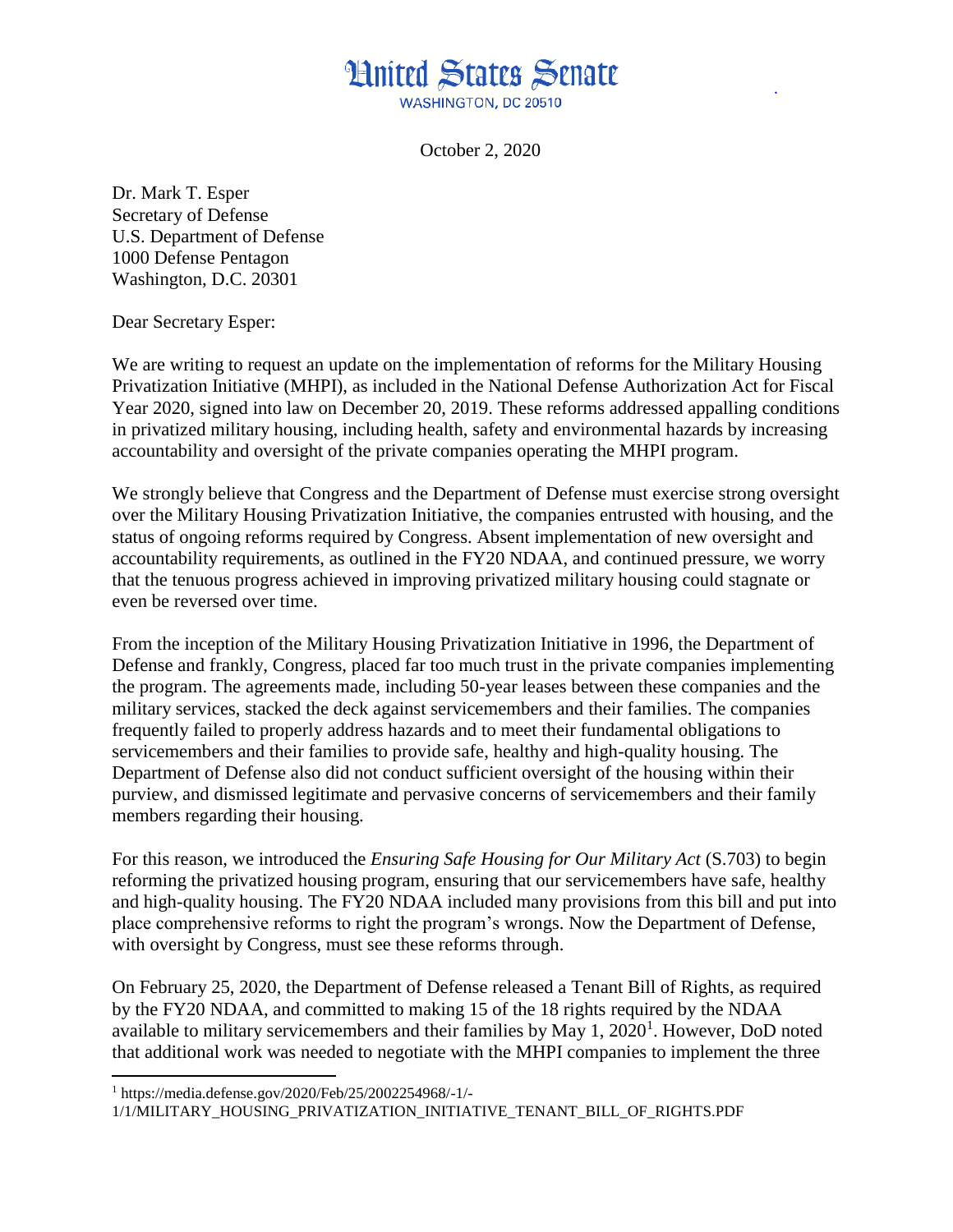# United States Senate

WASHINGTON, DC 20510

October 2, 2020

Dr. Mark T. Esper
Secretary of Defense
U.S. Department of Defense
1000 Defense Pentagon
Washington, D.C. 20301

Dear Secretary Esper:

We are writing to request an update on the implementation of reforms for the Military Housing Privatization Initiative (MHPI), as included in the National Defense Authorization Act for Fiscal Year 2020, signed into law on December 20, 2019. These reforms addressed appalling conditions in privatized military housing, including health, safety and environmental hazards by increasing accountability and oversight of the private companies operating the MHPI program.

We strongly believe that Congress and the Department of Defense must exercise strong oversight over the Military Housing Privatization Initiative, the companies entrusted with housing, and the status of ongoing reforms required by Congress. Absent implementation of new oversight and accountability requirements, as outlined in the FY20 NDAA, and continued pressure, we worry that the tenuous progress achieved in improving privatized military housing could stagnate or even be reversed over time.

From the inception of the Military Housing Privatization Initiative in 1996, the Department of Defense and frankly, Congress, placed far too much trust in the private companies implementing the program. The agreements made, including 50-year leases between these companies and the military services, stacked the deck against servicemembers and their families. The companies frequently failed to properly address hazards and to meet their fundamental obligations to servicemembers and their families to provide safe, healthy and high-quality housing. The Department of Defense also did not conduct sufficient oversight of the housing within their purview, and dismissed legitimate and pervasive concerns of servicemembers and their family members regarding their housing.

For this reason, we introduced the *Ensuring Safe Housing for Our Military Act* (S.703) to begin reforming the privatized housing program, ensuring that our servicemembers have safe, healthy and high-quality housing. The FY20 NDAA included many provisions from this bill and put into place comprehensive reforms to right the program's wrongs. Now the Department of Defense, with oversight by Congress, must see these reforms through.

On February 25, 2020, the Department of Defense released a Tenant Bill of Rights, as required by the FY20 NDAA, and committed to making 15 of the 18 rights required by the NDAA available to military servicemembers and their families by May 1, 2020[1]. However, DoD noted that additional work was needed to negotiate with the MHPI companies to implement the three

[1] https://media.defense.gov/2020/Feb/25/2002254968/-1/-1/1/MILITARY_HOUSING_PRIVATIZATION_INITIATIVE_TENANT_BILL_OF_RIGHTS.PDF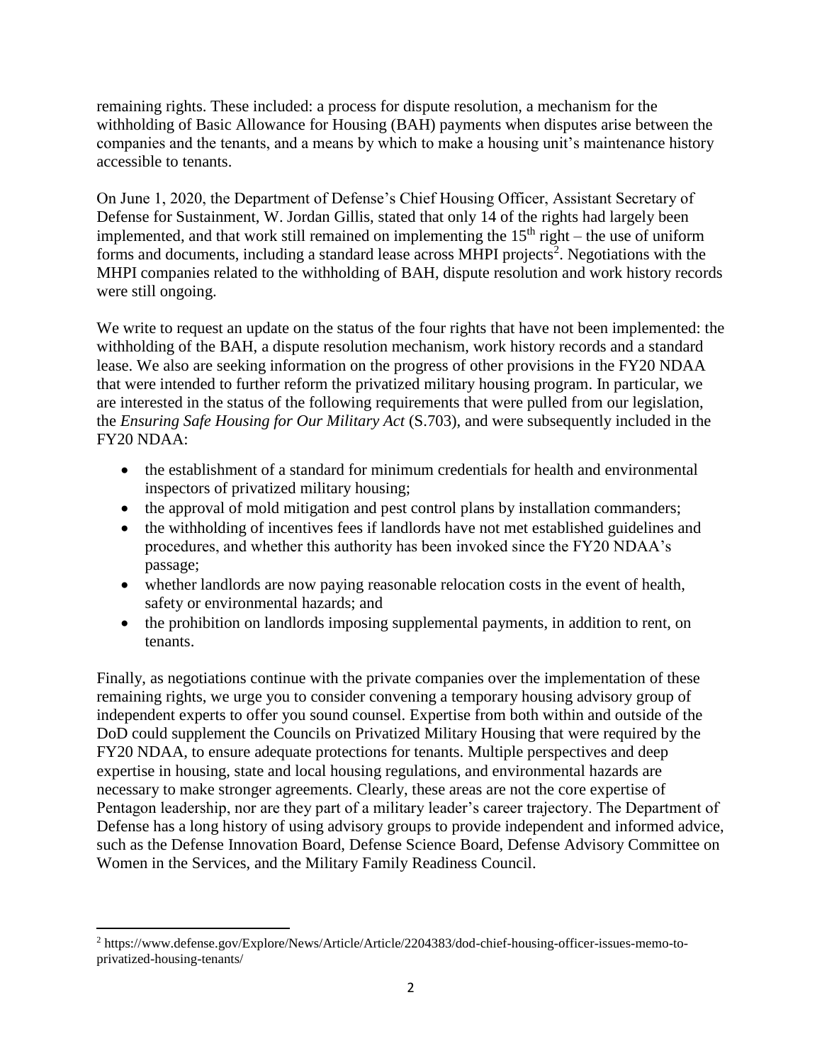remaining rights. These included: a process for dispute resolution, a mechanism for the withholding of Basic Allowance for Housing (BAH) payments when disputes arise between the companies and the tenants, and a means by which to make a housing unit's maintenance history accessible to tenants.

On June 1, 2020, the Department of Defense's Chief Housing Officer, Assistant Secretary of Defense for Sustainment, W. Jordan Gillis, stated that only 14 of the rights had largely been implemented, and that work still remained on implementing the 15th right – the use of uniform forms and documents, including a standard lease across MHPI projects[2]. Negotiations with the MHPI companies related to the withholding of BAH, dispute resolution and work history records were still ongoing.

We write to request an update on the status of the four rights that have not been implemented: the withholding of the BAH, a dispute resolution mechanism, work history records and a standard lease. We also are seeking information on the progress of other provisions in the FY20 NDAA that were intended to further reform the privatized military housing program. In particular, we are interested in the status of the following requirements that were pulled from our legislation, the *Ensuring Safe Housing for Our Military Act* (S.703), and were subsequently included in the FY20 NDAA:

- the establishment of a standard for minimum credentials for health and environmental inspectors of privatized military housing;
- the approval of mold mitigation and pest control plans by installation commanders;
- the withholding of incentives fees if landlords have not met established guidelines and procedures, and whether this authority has been invoked since the FY20 NDAA's passage;
- whether landlords are now paying reasonable relocation costs in the event of health, safety or environmental hazards; and
- the prohibition on landlords imposing supplemental payments, in addition to rent, on tenants.

Finally, as negotiations continue with the private companies over the implementation of these remaining rights, we urge you to consider convening a temporary housing advisory group of independent experts to offer you sound counsel. Expertise from both within and outside of the DoD could supplement the Councils on Privatized Military Housing that were required by the FY20 NDAA, to ensure adequate protections for tenants. Multiple perspectives and deep expertise in housing, state and local housing regulations, and environmental hazards are necessary to make stronger agreements. Clearly, these areas are not the core expertise of Pentagon leadership, nor are they part of a military leader's career trajectory. The Department of Defense has a long history of using advisory groups to provide independent and informed advice, such as the Defense Innovation Board, Defense Science Board, Defense Advisory Committee on Women in the Services, and the Military Family Readiness Council.

---

[2] https://www.defense.gov/Explore/News/Article/Article/2204383/dod-chief-housing-officer-issues-memo-to-privatized-housing-tenants/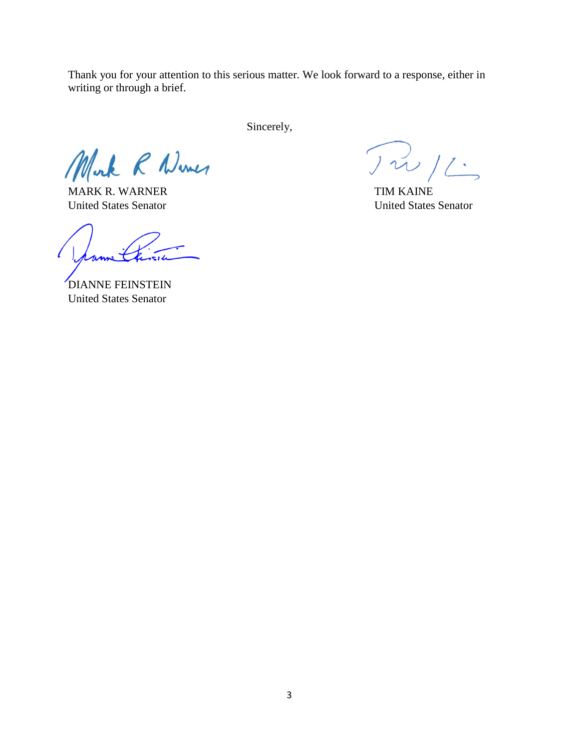Thank you for your attention to this serious matter. We look forward to a response, either in writing or through a brief.

Sincerely,

MARK R. WARNER
United States Senator

TIM KAINE
United States Senator

DIANNE FEINSTEIN
United States Senator